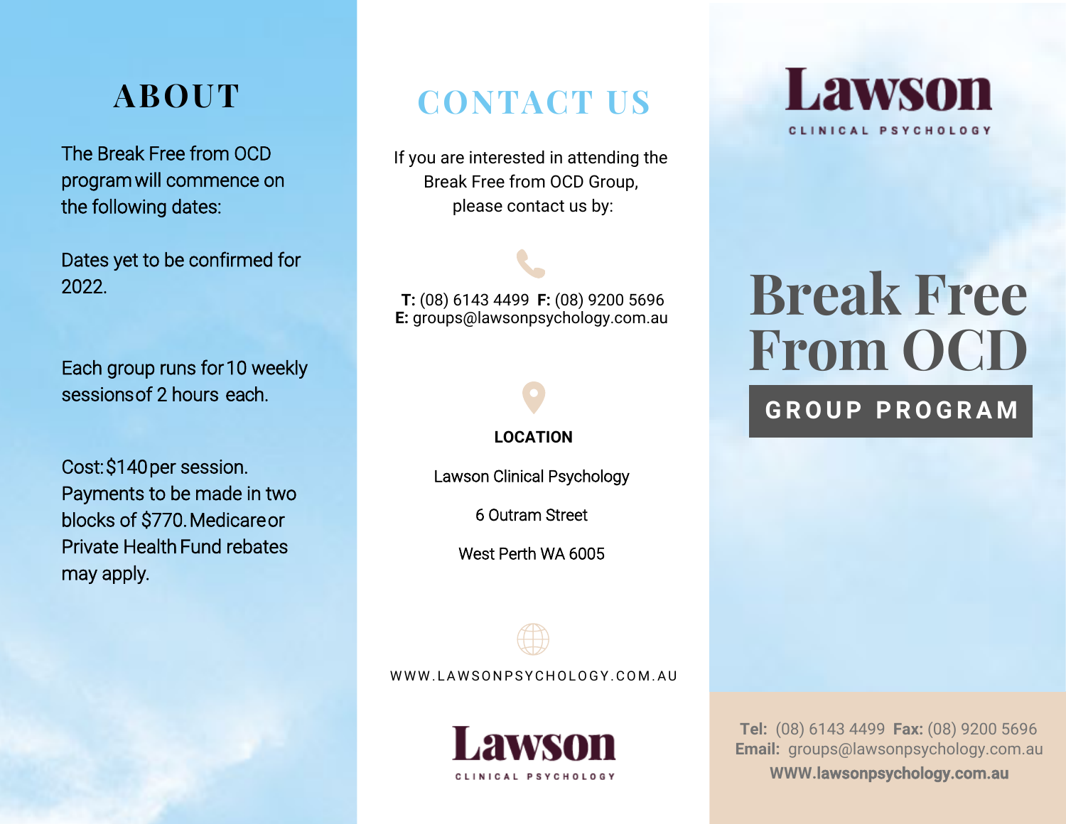## ABOUT

The Break Free from OCD program will commence on the following dates:

Dates yet to be confirmed for 2022.

Each group runs for 10 weekly sessions of 2 hours each.

Cost: $140 per session. Payments to be made in two blocks of $770. Medicare or Private Health Fund rebates may apply.

## CONTACT US

If you are interested in attending the Break Free from OCD Group, please contact us by:

**T:** (08) 6143 4499 **F:** (08) 9200 5696
**E:** groups@lawsonpsychology.com.au

**LOCATION**

Lawson Clinical Psychology

6 Outram Street

West Perth WA 6005

WWW.LAWSONPSYCHOLOGY.COM.AU

Lawson
CLINICAL PSYCHOLOGY

Lawson
CLINICAL PSYCHOLOGY

# Break Free From OCD

## GROUP PROGRAM

**Tel:** (08) 6143 4499 **Fax:** (08) 9200 5696
**Email:** groups@lawsonpsychology.com.au
**WWW.lawsonpsychology.com.au**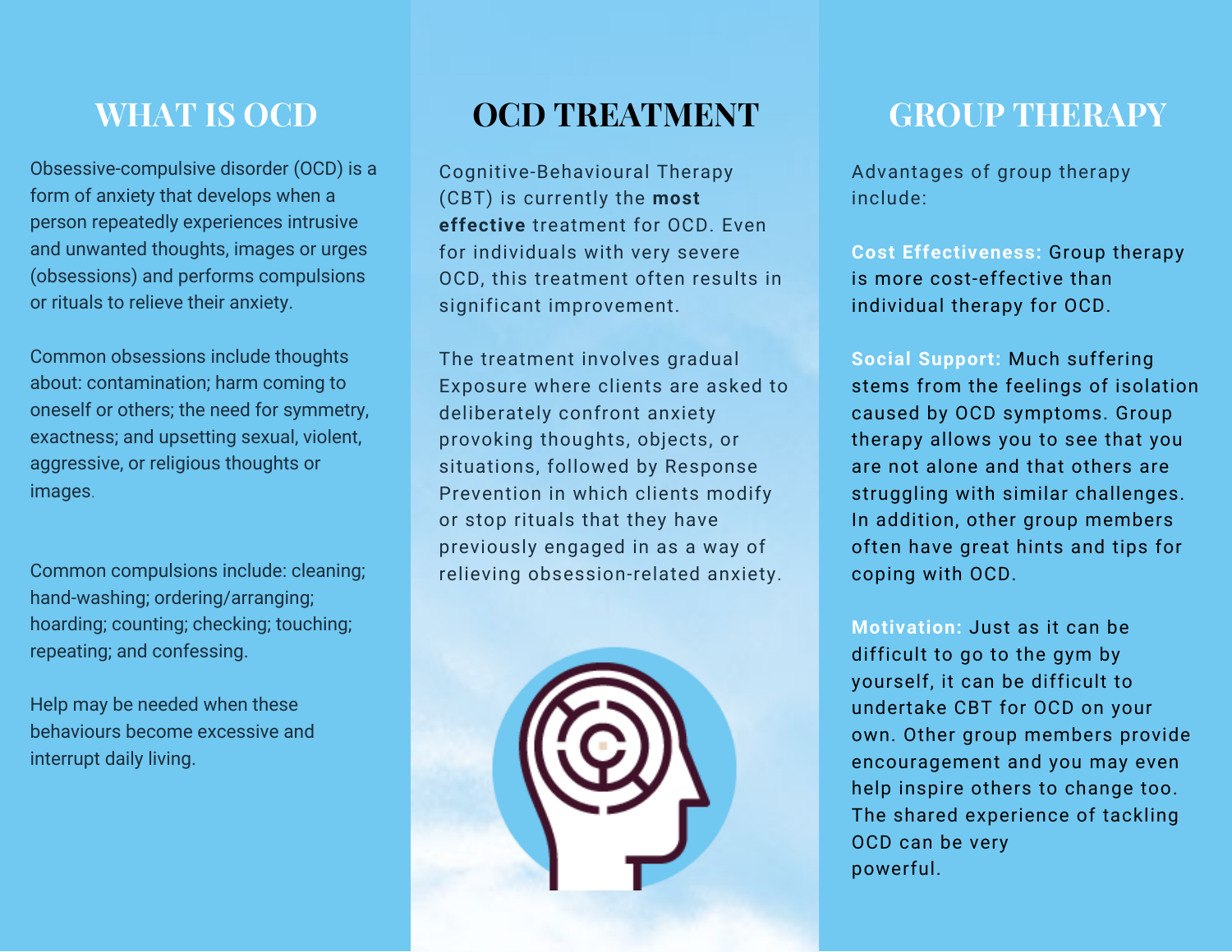## WHAT IS OCD

Obsessive-compulsive disorder (OCD) is a form of anxiety that develops when a person repeatedly experiences intrusive and unwanted thoughts, images or urges (obsessions) and performs compulsions or rituals to relieve their anxiety.

Common obsessions include thoughts about: contamination; harm coming to oneself or others; the need for symmetry, exactness; and upsetting sexual, violent, aggressive, or religious thoughts or images.

Common compulsions include: cleaning; hand-washing; ordering/arranging; hoarding; counting; checking; touching; repeating; and confessing.

Help may be needed when these behaviours become excessive and interrupt daily living.

## OCD TREATMENT

Cognitive-Behavioural Therapy (CBT) is currently the **most effective** treatment for OCD. Even for individuals with very severe OCD, this treatment often results in significant improvement.

The treatment involves gradual Exposure where clients are asked to deliberately confront anxiety provoking thoughts, objects, or situations, followed by Response Prevention in which clients modify or stop rituals that they have previously engaged in as a way of relieving obsession-related anxiety.

## GROUP THERAPY

Advantages of group therapy include:

**Cost Effectiveness:** Group therapy is more cost-effective than individual therapy for OCD.

**Social Support:** Much suffering stems from the feelings of isolation caused by OCD symptoms. Group therapy allows you to see that you are not alone and that others are struggling with similar challenges. In addition, other group members often have great hints and tips for coping with OCD.

**Motivation:** Just as it can be difficult to go to the gym by yourself, it can be difficult to undertake CBT for OCD on your own. Other group members provide encouragement and you may even help inspire others to change too. The shared experience of tackling OCD can be very powerful.